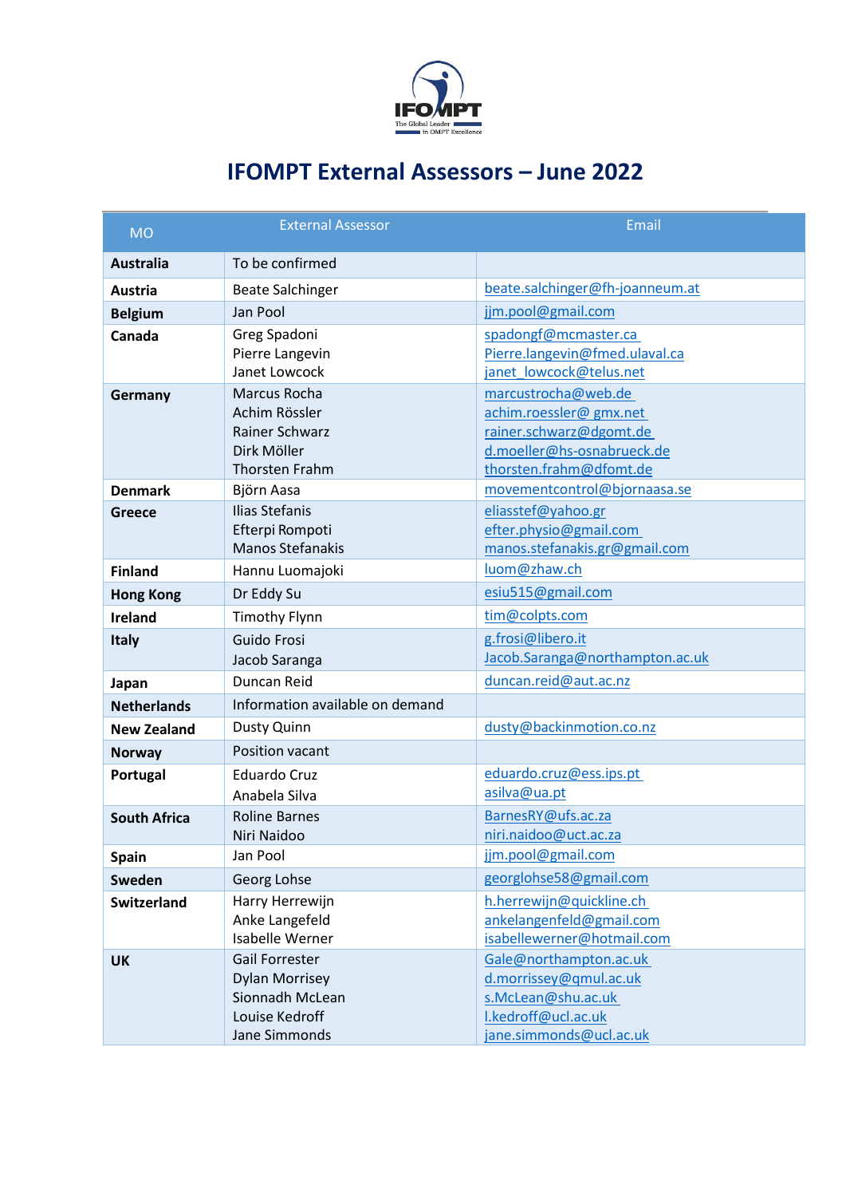# IFOMPT External Assessors – June 2022

| MO | External Assessor | Email |
|---|---|---|
| **Australia** | To be confirmed | |
| **Austria** | Beate Salchinger | beate.salchinger@fh-joanneum.at |
| **Belgium** | Jan Pool | jjm.pool@gmail.com |
| **Canada** | Greg Spadoni<br>Pierre Langevin<br>Janet Lowcock | spadongf@mcmaster.ca<br>Pierre.langevin@fmed.ulaval.ca<br>janet_lowcock@telus.net |
| **Germany** | Marcus Rocha<br>Achim Rössler<br>Rainer Schwarz<br>Dirk Möller<br>Thorsten Frahm | marcustrocha@web.de<br>achim.roessler@ gmx.net<br>rainer.schwarz@dgomt.de<br>d.moeller@hs-osnabrueck.de<br>thorsten.frahm@dfomt.de |
| **Denmark** | Björn Aasa | movementcontrol@bjornaasa.se |
| **Greece** | Ilias Stefanis<br>Efterpi Rompoti<br>Manos Stefanakis | eliasstef@yahoo.gr<br>efter.physio@gmail.com<br>manos.stefanakis.gr@gmail.com |
| **Finland** | Hannu Luomajoki | luom@zhaw.ch |
| **Hong Kong** | Dr Eddy Su | esiu515@gmail.com |
| **Ireland** | Timothy Flynn | tim@colpts.com |
| **Italy** | Guido Frosi<br>Jacob Saranga | g.frosi@libero.it<br>Jacob.Saranga@northampton.ac.uk |
| **Japan** | Duncan Reid | duncan.reid@aut.ac.nz |
| **Netherlands** | Information available on demand | |
| **New Zealand** | Dusty Quinn | dusty@backinmotion.co.nz |
| **Norway** | Position vacant | |
| **Portugal** | Eduardo Cruz<br>Anabela Silva | eduardo.cruz@ess.ips.pt<br>asilva@ua.pt |
| **South Africa** | Roline Barnes<br>Niri Naidoo | BarnesRY@ufs.ac.za<br>niri.naidoo@uct.ac.za |
| **Spain** | Jan Pool | jjm.pool@gmail.com |
| **Sweden** | Georg Lohse | georglohse58@gmail.com |
| **Switzerland** | Harry Herrewijn<br>Anke Langefeld<br>Isabelle Werner | h.herrewijn@quickline.ch<br>ankelangenfeld@gmail.com<br>isabellewerner@hotmail.com |
| **UK** | Gail Forrester<br>Dylan Morrisey<br>Sionnadh McLean<br>Louise Kedroff<br>Jane Simmonds | Gale@northampton.ac.uk<br>d.morrissey@qmul.ac.uk<br>s.McLean@shu.ac.uk<br>l.kedroff@ucl.ac.uk<br>jane.simmonds@ucl.ac.uk |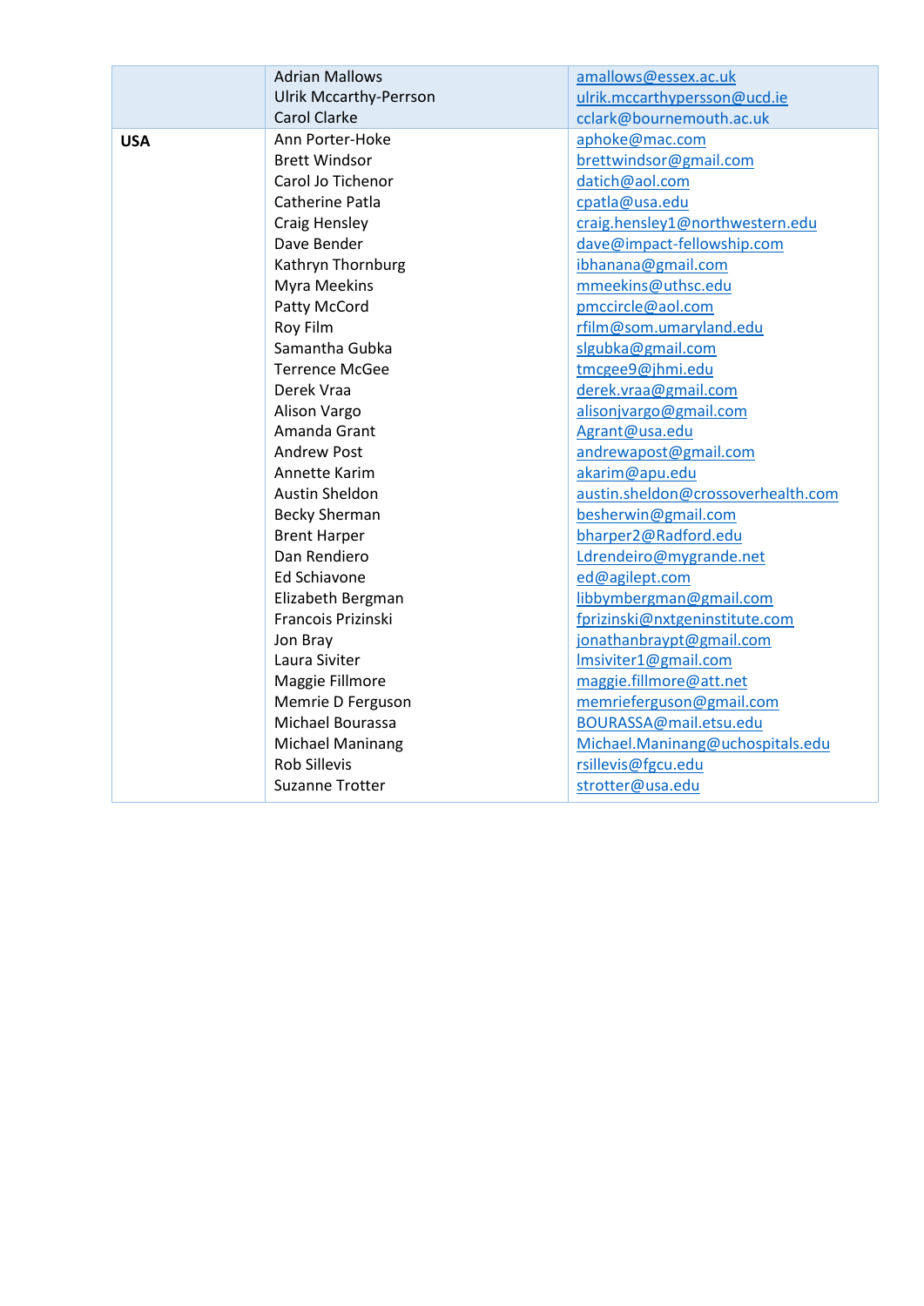| | | |
|---|---|---|
| | Adrian Mallows | amallows@essex.ac.uk |
| | Ulrik Mccarthy-Perrson | ulrik.mccarthypersson@ucd.ie |
| | Carol Clarke | cclark@bournemouth.ac.uk |
| **USA** | Ann Porter-Hoke | aphoke@mac.com |
| | Brett Windsor | brettwindsor@gmail.com |
| | Carol Jo Tichenor | datich@aol.com |
| | Catherine Patla | cpatla@usa.edu |
| | Craig Hensley | craig.hensley1@northwestern.edu |
| | Dave Bender | dave@impact-fellowship.com |
| | Kathryn Thornburg | ibhanana@gmail.com |
| | Myra Meekins | mmeekins@uthsc.edu |
| | Patty McCord | pmccircle@aol.com |
| | Roy Film | rfilm@som.umaryland.edu |
| | Samantha Gubka | slgubka@gmail.com |
| | Terrence McGee | tmcgee9@jhmi.edu |
| | Derek Vraa | derek.vraa@gmail.com |
| | Alison Vargo | alisonjvargo@gmail.com |
| | Amanda Grant | Agrant@usa.edu |
| | Andrew Post | andrewapost@gmail.com |
| | Annette Karim | akarim@apu.edu |
| | Austin Sheldon | austin.sheldon@crossoverhealth.com |
| | Becky Sherman | besherwin@gmail.com |
| | Brent Harper | bharper2@Radford.edu |
| | Dan Rendiero | Ldrendeiro@mygrande.net |
| | Ed Schiavone | ed@agilept.com |
| | Elizabeth Bergman | libbymbergman@gmail.com |
| | Francois Prizinski | fprizinski@nxtgeninstitute.com |
| | Jon Bray | jonathanbraypt@gmail.com |
| | Laura Siviter | lmsiviter1@gmail.com |
| | Maggie Fillmore | maggie.fillmore@att.net |
| | Memrie D Ferguson | memrieferguson@gmail.com |
| | Michael Bourassa | BOURASSA@mail.etsu.edu |
| | Michael Maninang | Michael.Maninang@uchospitals.edu |
| | Rob Sillevis | rsillevis@fgcu.edu |
| | Suzanne Trotter | strotter@usa.edu |